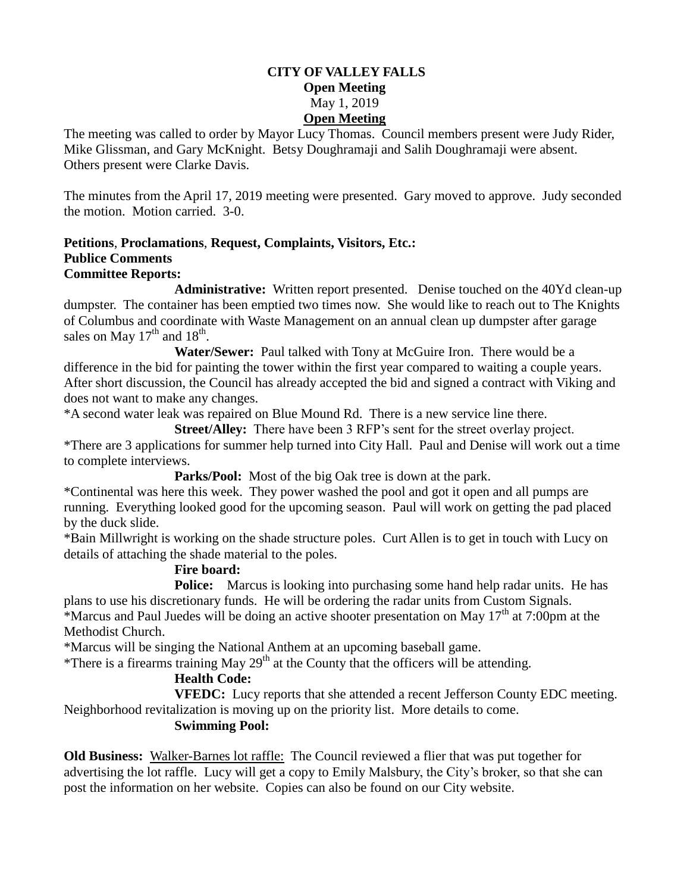# CITY OF VALLEY FALLS

## Open Meeting

May 1, 2019

## Open Meeting

The meeting was called to order by Mayor Lucy Thomas. Council members present were Judy Rider, Mike Glissman, and Gary McKnight. Betsy Doughramaji and Salih Doughramaji were absent. Others present were Clarke Davis.

The minutes from the April 17, 2019 meeting were presented. Gary moved to approve. Judy seconded the motion. Motion carried. 3-0.

**Petitions**, **Proclamations**, **Request, Complaints, Visitors, Etc.:**

**Publice Comments**

**Committee Reports:**

**Administrative:** Written report presented. Denise touched on the 40Yd clean-up dumpster. The container has been emptied two times now. She would like to reach out to The Knights of Columbus and coordinate with Waste Management on an annual clean up dumpster after garage sales on May 17th and 18th.

**Water/Sewer:** Paul talked with Tony at McGuire Iron. There would be a difference in the bid for painting the tower within the first year compared to waiting a couple years. After short discussion, the Council has already accepted the bid and signed a contract with Viking and does not want to make any changes.

*A second water leak was repaired on Blue Mound Rd. There is a new service line there.

**Street/Alley:** There have been 3 RFP's sent for the street overlay project.

*There are 3 applications for summer help turned into City Hall. Paul and Denise will work out a time to complete interviews.

**Parks/Pool:** Most of the big Oak tree is down at the park.

*Continental was here this week. They power washed the pool and got it open and all pumps are running. Everything looked good for the upcoming season. Paul will work on getting the pad placed by the duck slide.

*Bain Millwright is working on the shade structure poles. Curt Allen is to get in touch with Lucy on details of attaching the shade material to the poles.

**Fire board:**

**Police:** Marcus is looking into purchasing some hand help radar units. He has plans to use his discretionary funds. He will be ordering the radar units from Custom Signals.

*Marcus and Paul Juedes will be doing an active shooter presentation on May 17th at 7:00pm at the Methodist Church.

*Marcus will be singing the National Anthem at an upcoming baseball game.

*There is a firearms training May 29th at the County that the officers will be attending.

**Health Code:**

**VFEDC:** Lucy reports that she attended a recent Jefferson County EDC meeting. Neighborhood revitalization is moving up on the priority list. More details to come.

**Swimming Pool:**

**Old Business:** Walker-Barnes lot raffle: The Council reviewed a flier that was put together for advertising the lot raffle. Lucy will get a copy to Emily Malsbury, the City's broker, so that she can post the information on her website. Copies can also be found on our City website.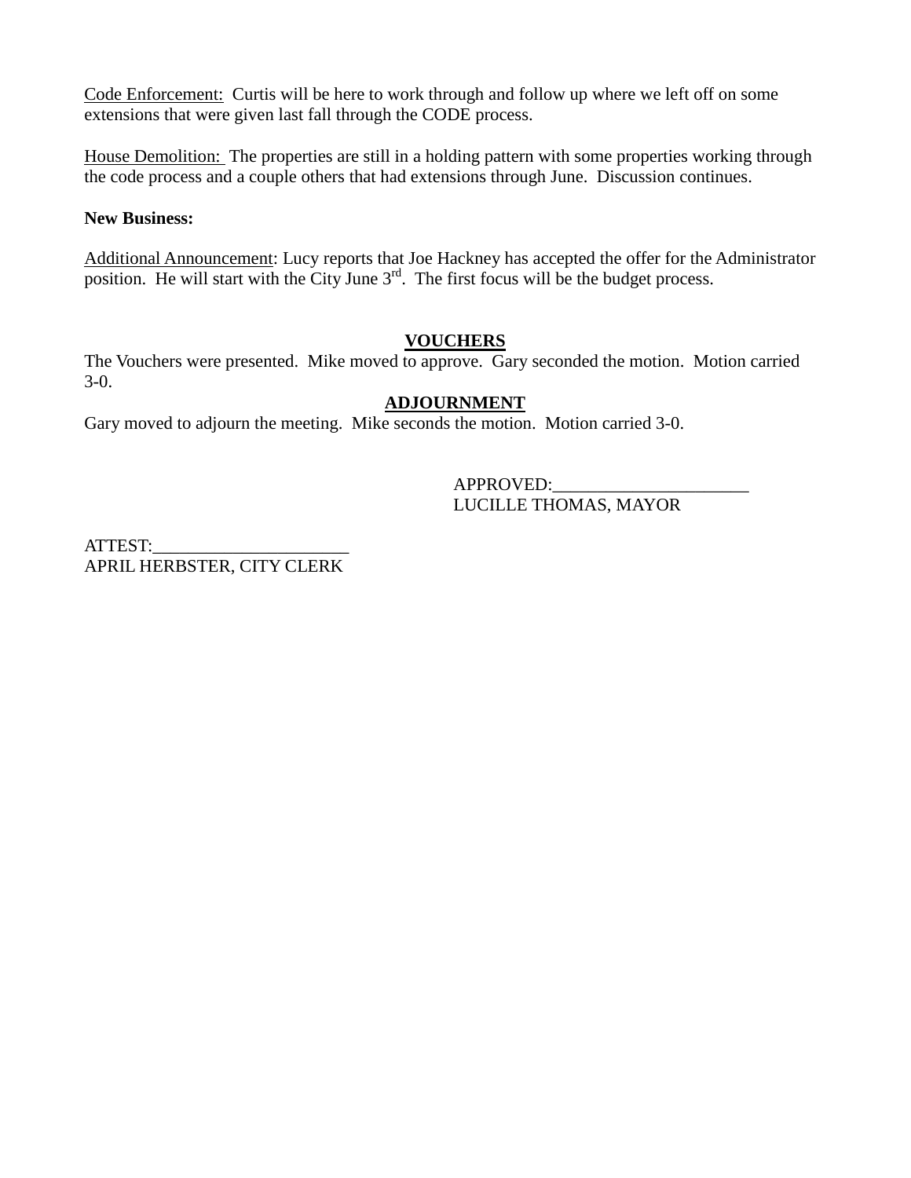Code Enforcement: Curtis will be here to work through and follow up where we left off on some extensions that were given last fall through the CODE process.

House Demolition: The properties are still in a holding pattern with some properties working through the code process and a couple others that had extensions through June. Discussion continues.

**New Business:**

Additional Announcement: Lucy reports that Joe Hackney has accepted the offer for the Administrator position. He will start with the City June 3rd. The first focus will be the budget process.

## VOUCHERS

The Vouchers were presented. Mike moved to approve. Gary seconded the motion. Motion carried 3-0.

## ADJOURNMENT

Gary moved to adjourn the meeting. Mike seconds the motion. Motion carried 3-0.

APPROVED:______________________
LUCILLE THOMAS, MAYOR

ATTEST:______________________
APRIL HERBSTER, CITY CLERK